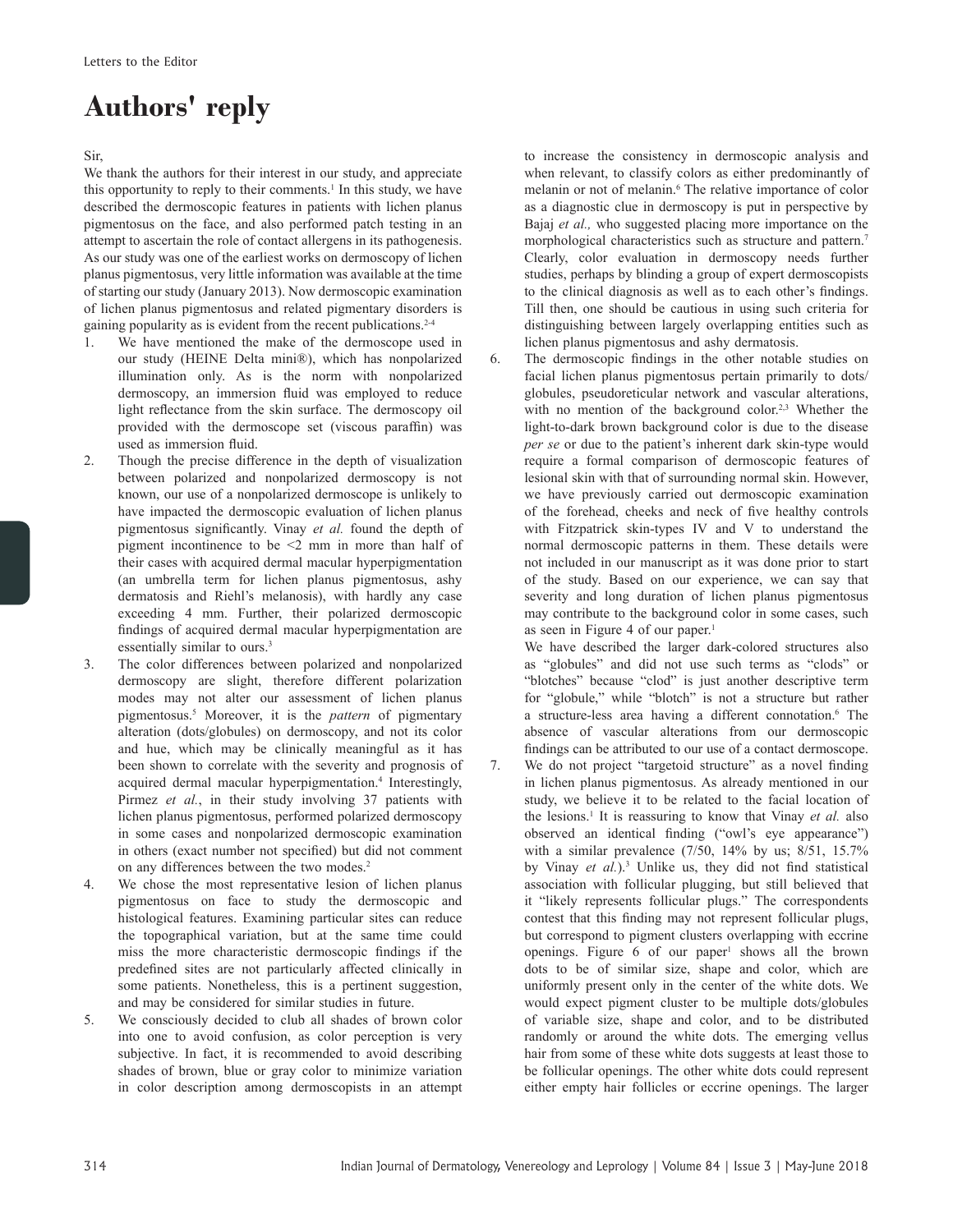# Authors' reply

Sir,

We thank the authors for their interest in our study, and appreciate this opportunity to reply to their comments.[1] In this study, we have described the dermoscopic features in patients with lichen planus pigmentosus on the face, and also performed patch testing in an attempt to ascertain the role of contact allergens in its pathogenesis. As our study was one of the earliest works on dermoscopy of lichen planus pigmentosus, very little information was available at the time of starting our study (January 2013). Now dermoscopic examination of lichen planus pigmentosus and related pigmentary disorders is gaining popularity as is evident from the recent publications.[2-4]

1. We have mentioned the make of the dermoscope used in our study (HEINE Delta mini®), which has nonpolarized illumination only. As is the norm with nonpolarized dermoscopy, an immersion fluid was employed to reduce light reflectance from the skin surface. The dermoscopy oil provided with the dermoscope set (viscous paraffin) was used as immersion fluid.
2. Though the precise difference in the depth of visualization between polarized and nonpolarized dermoscopy is not known, our use of a nonpolarized dermoscope is unlikely to have impacted the dermoscopic evaluation of lichen planus pigmentosus significantly. Vinay *et al.* found the depth of pigment incontinence to be <2 mm in more than half of their cases with acquired dermal macular hyperpigmentation (an umbrella term for lichen planus pigmentosus, ashy dermatosis and Riehl's melanosis), with hardly any case exceeding 4 mm. Further, their polarized dermoscopic findings of acquired dermal macular hyperpigmentation are essentially similar to ours.[3]
3. The color differences between polarized and nonpolarized dermoscopy are slight, therefore different polarization modes may not alter our assessment of lichen planus pigmentosus.[5] Moreover, it is the *pattern* of pigmentary alteration (dots/globules) on dermoscopy, and not its color and hue, which may be clinically meaningful as it has been shown to correlate with the severity and prognosis of acquired dermal macular hyperpigmentation.[4] Interestingly, Pirmez *et al.*, in their study involving 37 patients with lichen planus pigmentosus, performed polarized dermoscopy in some cases and nonpolarized dermoscopic examination in others (exact number not specified) but did not comment on any differences between the two modes.[2]
4. We chose the most representative lesion of lichen planus pigmentosus on face to study the dermoscopic and histological features. Examining particular sites can reduce the topographical variation, but at the same time could miss the more characteristic dermoscopic findings if the predefined sites are not particularly affected clinically in some patients. Nonetheless, this is a pertinent suggestion, and may be considered for similar studies in future.
5. We consciously decided to club all shades of brown color into one to avoid confusion, as color perception is very subjective. In fact, it is recommended to avoid describing shades of brown, blue or gray color to minimize variation in color description among dermoscopists in an attempt to increase the consistency in dermoscopic analysis and when relevant, to classify colors as either predominantly of melanin or not of melanin.[6] The relative importance of color as a diagnostic clue in dermoscopy is put in perspective by Bajaj *et al.,* who suggested placing more importance on the morphological characteristics such as structure and pattern.[7] Clearly, color evaluation in dermoscopy needs further studies, perhaps by blinding a group of expert dermoscopists to the clinical diagnosis as well as to each other's findings. Till then, one should be cautious in using such criteria for distinguishing between largely overlapping entities such as lichen planus pigmentosus and ashy dermatosis.
6. The dermoscopic findings in the other notable studies on facial lichen planus pigmentosus pertain primarily to dots/globules, pseudoreticular network and vascular alterations, with no mention of the background color.[2,3] Whether the light-to-dark brown background color is due to the disease *per se* or due to the patient's inherent dark skin-type would require a formal comparison of dermoscopic features of lesional skin with that of surrounding normal skin. However, we have previously carried out dermoscopic examination of the forehead, cheeks and neck of five healthy controls with Fitzpatrick skin-types IV and V to understand the normal dermoscopic patterns in them. These details were not included in our manuscript as it was done prior to start of the study. Based on our experience, we can say that severity and long duration of lichen planus pigmentosus may contribute to the background color in some cases, such as seen in Figure 4 of our paper.[1]

   We have described the larger dark-colored structures also as "globules" and did not use such terms as "clods" or "blotches" because "clod" is just another descriptive term for "globule," while "blotch" is not a structure but rather a structure-less area having a different connotation.[6] The absence of vascular alterations from our dermoscopic findings can be attributed to our use of a contact dermoscope.
7. We do not project "targetoid structure" as a novel finding in lichen planus pigmentosus. As already mentioned in our study, we believe it to be related to the facial location of the lesions.[1] It is reassuring to know that Vinay *et al.* also observed an identical finding ("owl's eye appearance") with a similar prevalence (7/50, 14% by us; 8/51, 15.7% by Vinay *et al.*).[3] Unlike us, they did not find statistical association with follicular plugging, but still believed that it "likely represents follicular plugs." The correspondents contest that this finding may not represent follicular plugs, but correspond to pigment clusters overlapping with eccrine openings. Figure 6 of our paper[1] shows all the brown dots to be of similar size, shape and color, which are uniformly present only in the center of the white dots. We would expect pigment cluster to be multiple dots/globules of variable size, shape and color, and to be distributed randomly or around the white dots. The emerging vellus hair from some of these white dots suggests at least those to be follicular openings. The other white dots could represent either empty hair follicles or eccrine openings. The larger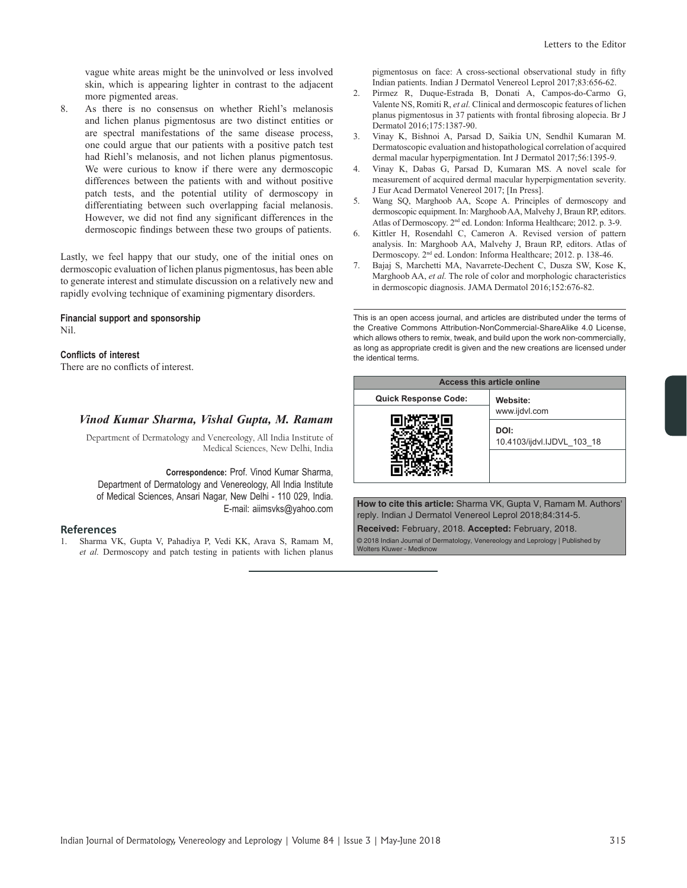vague white areas might be the uninvolved or less involved skin, which is appearing lighter in contrast to the adjacent more pigmented areas.

8. As there is no consensus on whether Riehl's melanosis and lichen planus pigmentosus are two distinct entities or are spectral manifestations of the same disease process, one could argue that our patients with a positive patch test had Riehl's melanosis, and not lichen planus pigmentosus. We were curious to know if there were any dermoscopic differences between the patients with and without positive patch tests, and the potential utility of dermoscopy in differentiating between such overlapping facial melanosis. However, we did not find any significant differences in the dermoscopic findings between these two groups of patients.

Lastly, we feel happy that our study, one of the initial ones on dermoscopic evaluation of lichen planus pigmentosus, has been able to generate interest and stimulate discussion on a relatively new and rapidly evolving technique of examining pigmentary disorders.

**Financial support and sponsorship**

Nil.

**Conflicts of interest**

There are no conflicts of interest.

***Vinod Kumar Sharma, Vishal Gupta, M. Ramam***

Department of Dermatology and Venereology, All India Institute of Medical Sciences, New Delhi, India

**Correspondence:** Prof. Vinod Kumar Sharma, Department of Dermatology and Venereology, All India Institute of Medical Sciences, Ansari Nagar, New Delhi - 110 029, India. E-mail: aiimsvks@yahoo.com

## References

1. Sharma VK, Gupta V, Pahadiya P, Vedi KK, Arava S, Ramam M, *et al.* Dermoscopy and patch testing in patients with lichen planus pigmentosus on face: A cross-sectional observational study in fifty Indian patients. Indian J Dermatol Venereol Leprol 2017;83:656-62.
2. Pirmez R, Duque-Estrada B, Donati A, Campos-do-Carmo G, Valente NS, Romiti R, *et al.* Clinical and dermoscopic features of lichen planus pigmentosus in 37 patients with frontal fibrosing alopecia. Br J Dermatol 2016;175:1387-90.
3. Vinay K, Bishnoi A, Parsad D, Saikia UN, Sendhil Kumaran M. Dermatoscopic evaluation and histopathological correlation of acquired dermal macular hyperpigmentation. Int J Dermatol 2017;56:1395-9.
4. Vinay K, Dabas G, Parsad D, Kumaran MS. A novel scale for measurement of acquired dermal macular hyperpigmentation severity. J Eur Acad Dermatol Venereol 2017; [In Press].
5. Wang SQ, Marghoob AA, Scope A. Principles of dermoscopy and dermoscopic equipment. In: Marghoob AA, Malvehy J, Braun RP, editors. Atlas of Dermoscopy. 2nd ed. London: Informa Healthcare; 2012. p. 3-9.
6. Kittler H, Rosendahl C, Cameron A. Revised version of pattern analysis. In: Marghoob AA, Malvehy J, Braun RP, editors. Atlas of Dermoscopy. 2nd ed. London: Informa Healthcare; 2012. p. 138-46.
7. Bajaj S, Marchetti MA, Navarrete-Dechent C, Dusza SW, Kose K, Marghoob AA, *et al.* The role of color and morphologic characteristics in dermoscopic diagnosis. JAMA Dermatol 2016;152:676-82.

This is an open access journal, and articles are distributed under the terms of the Creative Commons Attribution-NonCommercial-ShareAlike 4.0 License, which allows others to remix, tweak, and build upon the work non-commercially, as long as appropriate credit is given and the new creations are licensed under the identical terms.

| Access this article online | |
|---|---|
| Quick Response Code: | Website: www.ijdvl.com |
| | DOI: 10.4103/ijdvl.IJDVL_103_18 |

**How to cite this article:** Sharma VK, Gupta V, Ramam M. Authors' reply. Indian J Dermatol Venereol Leprol 2018;84:314-5.

**Received:** February, 2018. **Accepted:** February, 2018.

© 2018 Indian Journal of Dermatology, Venereology and Leprology | Published by Wolters Kluwer - Medknow